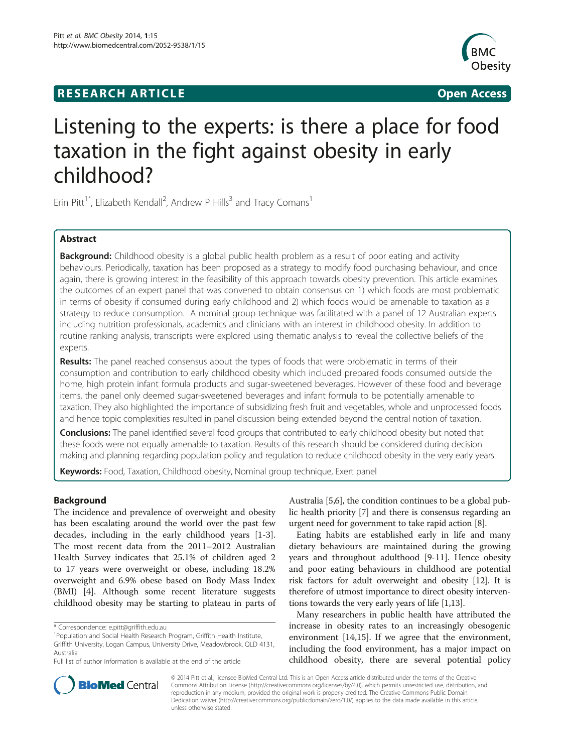**RESEARCH ARTICLE** **Open Access**

# Listening to the experts: is there a place for food taxation in the fight against obesity in early childhood?

Erin Pitt[1*], Elizabeth Kendall[2], Andrew P Hills[3] and Tracy Comans[1]

## Abstract

**Background:** Childhood obesity is a global public health problem as a result of poor eating and activity behaviours. Periodically, taxation has been proposed as a strategy to modify food purchasing behaviour, and once again, there is growing interest in the feasibility of this approach towards obesity prevention. This article examines the outcomes of an expert panel that was convened to obtain consensus on 1) which foods are most problematic in terms of obesity if consumed during early childhood and 2) which foods would be amenable to taxation as a strategy to reduce consumption. A nominal group technique was facilitated with a panel of 12 Australian experts including nutrition professionals, academics and clinicians with an interest in childhood obesity. In addition to routine ranking analysis, transcripts were explored using thematic analysis to reveal the collective beliefs of the experts.

**Results:** The panel reached consensus about the types of foods that were problematic in terms of their consumption and contribution to early childhood obesity which included prepared foods consumed outside the home, high protein infant formula products and sugar-sweetened beverages. However of these food and beverage items, the panel only deemed sugar-sweetened beverages and infant formula to be potentially amenable to taxation. They also highlighted the importance of subsidizing fresh fruit and vegetables, whole and unprocessed foods and hence topic complexities resulted in panel discussion being extended beyond the central notion of taxation.

**Conclusions:** The panel identified several food groups that contributed to early childhood obesity but noted that these foods were not equally amenable to taxation. Results of this research should be considered during decision making and planning regarding population policy and regulation to reduce childhood obesity in the very early years.

**Keywords:** Food, Taxation, Childhood obesity, Nominal group technique, Exert panel

## Background

The incidence and prevalence of overweight and obesity has been escalating around the world over the past few decades, including in the early childhood years [1-3]. The most recent data from the 2011–2012 Australian Health Survey indicates that 25.1% of children aged 2 to 17 years were overweight or obese, including 18.2% overweight and 6.9% obese based on Body Mass Index (BMI) [4]. Although some recent literature suggests childhood obesity may be starting to plateau in parts of Australia [5,6], the condition continues to be a global public health priority [7] and there is consensus regarding an urgent need for government to take rapid action [8].

Eating habits are established early in life and many dietary behaviours are maintained during the growing years and throughout adulthood [9-11]. Hence obesity and poor eating behaviours in childhood are potential risk factors for adult overweight and obesity [12]. It is therefore of utmost importance to direct obesity interventions towards the very early years of life [1,13].

Many researchers in public health have attributed the increase in obesity rates to an increasingly obesogenic environment [14,15]. If we agree that the environment, including the food environment, has a major impact on childhood obesity, there are several potential policy

\* Correspondence: e.pitt@griffith.edu.au
[1]Population and Social Health Research Program, Griffith Health Institute, Griffith University, Logan Campus, University Drive, Meadowbrook, QLD 4131, Australia
Full list of author information is available at the end of the article

© 2014 Pitt et al.; licensee BioMed Central Ltd. This is an Open Access article distributed under the terms of the Creative Commons Attribution License (http://creativecommons.org/licenses/by/4.0), which permits unrestricted use, distribution, and reproduction in any medium, provided the original work is properly credited. The Creative Commons Public Domain Dedication waiver (http://creativecommons.org/publicdomain/zero/1.0/) applies to the data made available in this article, unless otherwise stated.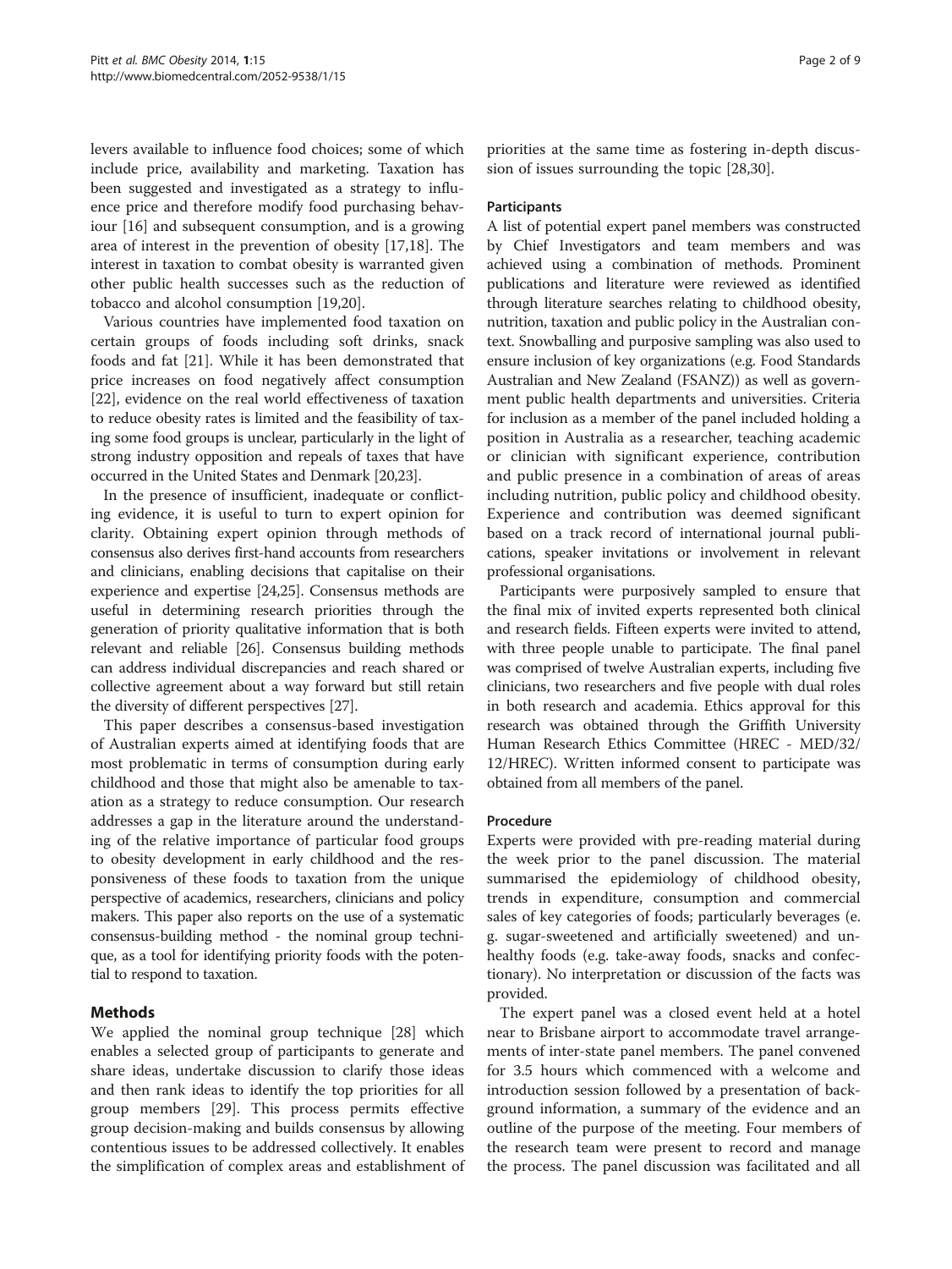levers available to influence food choices; some of which include price, availability and marketing. Taxation has been suggested and investigated as a strategy to influence price and therefore modify food purchasing behaviour [16] and subsequent consumption, and is a growing area of interest in the prevention of obesity [17,18]. The interest in taxation to combat obesity is warranted given other public health successes such as the reduction of tobacco and alcohol consumption [19,20].

Various countries have implemented food taxation on certain groups of foods including soft drinks, snack foods and fat [21]. While it has been demonstrated that price increases on food negatively affect consumption [22], evidence on the real world effectiveness of taxation to reduce obesity rates is limited and the feasibility of taxing some food groups is unclear, particularly in the light of strong industry opposition and repeals of taxes that have occurred in the United States and Denmark [20,23].

In the presence of insufficient, inadequate or conflicting evidence, it is useful to turn to expert opinion for clarity. Obtaining expert opinion through methods of consensus also derives first-hand accounts from researchers and clinicians, enabling decisions that capitalise on their experience and expertise [24,25]. Consensus methods are useful in determining research priorities through the generation of priority qualitative information that is both relevant and reliable [26]. Consensus building methods can address individual discrepancies and reach shared or collective agreement about a way forward but still retain the diversity of different perspectives [27].

This paper describes a consensus-based investigation of Australian experts aimed at identifying foods that are most problematic in terms of consumption during early childhood and those that might also be amenable to taxation as a strategy to reduce consumption. Our research addresses a gap in the literature around the understanding of the relative importance of particular food groups to obesity development in early childhood and the responsiveness of these foods to taxation from the unique perspective of academics, researchers, clinicians and policy makers. This paper also reports on the use of a systematic consensus-building method - the nominal group technique, as a tool for identifying priority foods with the potential to respond to taxation.

## Methods

We applied the nominal group technique [28] which enables a selected group of participants to generate and share ideas, undertake discussion to clarify those ideas and then rank ideas to identify the top priorities for all group members [29]. This process permits effective group decision-making and builds consensus by allowing contentious issues to be addressed collectively. It enables the simplification of complex areas and establishment of priorities at the same time as fostering in-depth discussion of issues surrounding the topic [28,30].

### Participants

A list of potential expert panel members was constructed by Chief Investigators and team members and was achieved using a combination of methods. Prominent publications and literature were reviewed as identified through literature searches relating to childhood obesity, nutrition, taxation and public policy in the Australian context. Snowballing and purposive sampling was also used to ensure inclusion of key organizations (e.g. Food Standards Australian and New Zealand (FSANZ)) as well as government public health departments and universities. Criteria for inclusion as a member of the panel included holding a position in Australia as a researcher, teaching academic or clinician with significant experience, contribution and public presence in a combination of areas of areas including nutrition, public policy and childhood obesity. Experience and contribution was deemed significant based on a track record of international journal publications, speaker invitations or involvement in relevant professional organisations.

Participants were purposively sampled to ensure that the final mix of invited experts represented both clinical and research fields. Fifteen experts were invited to attend, with three people unable to participate. The final panel was comprised of twelve Australian experts, including five clinicians, two researchers and five people with dual roles in both research and academia. Ethics approval for this research was obtained through the Griffith University Human Research Ethics Committee (HREC - MED/32/12/HREC). Written informed consent to participate was obtained from all members of the panel.

### Procedure

Experts were provided with pre-reading material during the week prior to the panel discussion. The material summarised the epidemiology of childhood obesity, trends in expenditure, consumption and commercial sales of key categories of foods; particularly beverages (e.g. sugar-sweetened and artificially sweetened) and unhealthy foods (e.g. take-away foods, snacks and confectionary). No interpretation or discussion of the facts was provided.

The expert panel was a closed event held at a hotel near to Brisbane airport to accommodate travel arrangements of inter-state panel members. The panel convened for 3.5 hours which commenced with a welcome and introduction session followed by a presentation of background information, a summary of the evidence and an outline of the purpose of the meeting. Four members of the research team were present to record and manage the process. The panel discussion was facilitated and all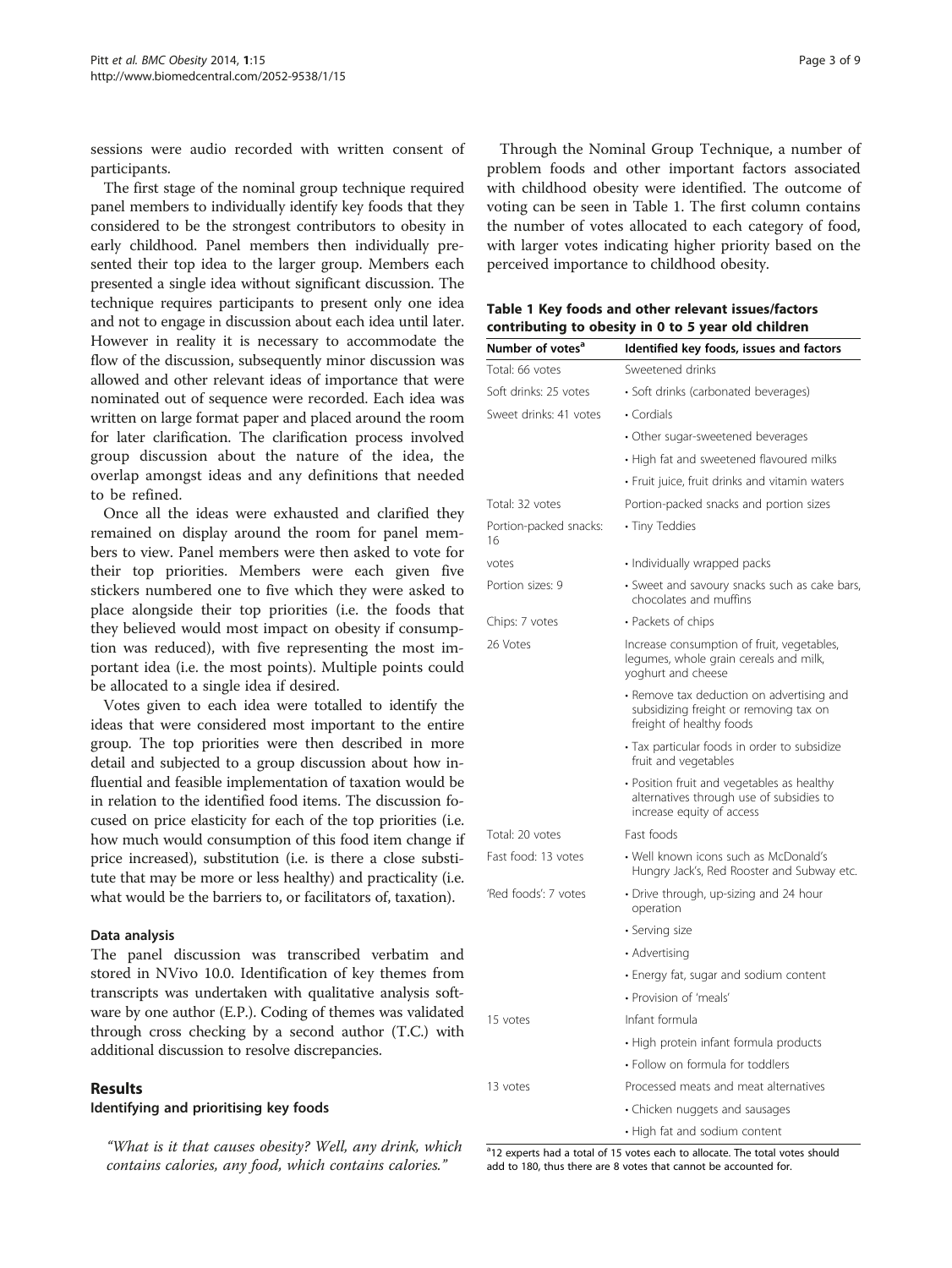sessions were audio recorded with written consent of participants.

The first stage of the nominal group technique required panel members to individually identify key foods that they considered to be the strongest contributors to obesity in early childhood. Panel members then individually presented their top idea to the larger group. Members each presented a single idea without significant discussion. The technique requires participants to present only one idea and not to engage in discussion about each idea until later. However in reality it is necessary to accommodate the flow of the discussion, subsequently minor discussion was allowed and other relevant ideas of importance that were nominated out of sequence were recorded. Each idea was written on large format paper and placed around the room for later clarification. The clarification process involved group discussion about the nature of the idea, the overlap amongst ideas and any definitions that needed to be refined.

Once all the ideas were exhausted and clarified they remained on display around the room for panel members to view. Panel members were then asked to vote for their top priorities. Members were each given five stickers numbered one to five which they were asked to place alongside their top priorities (i.e. the foods that they believed would most impact on obesity if consumption was reduced), with five representing the most important idea (i.e. the most points). Multiple points could be allocated to a single idea if desired.

Votes given to each idea were totalled to identify the ideas that were considered most important to the entire group. The top priorities were then described in more detail and subjected to a group discussion about how influential and feasible implementation of taxation would be in relation to the identified food items. The discussion focused on price elasticity for each of the top priorities (i.e. how much would consumption of this food item change if price increased), substitution (i.e. is there a close substitute that may be more or less healthy) and practicality (i.e. what would be the barriers to, or facilitators of, taxation).

### Data analysis

The panel discussion was transcribed verbatim and stored in NVivo 10.0. Identification of key themes from transcripts was undertaken with qualitative analysis software by one author (E.P.). Coding of themes was validated through cross checking by a second author (T.C.) with additional discussion to resolve discrepancies.

## Results

### Identifying and prioritising key foods

*"What is it that causes obesity? Well, any drink, which contains calories, any food, which contains calories."*

Through the Nominal Group Technique, a number of problem foods and other important factors associated with childhood obesity were identified. The outcome of voting can be seen in Table 1. The first column contains the number of votes allocated to each category of food, with larger votes indicating higher priority based on the perceived importance to childhood obesity.

**Table 1 Key foods and other relevant issues/factors contributing to obesity in 0 to 5 year old children**

| Number of votes[a] | Identified key foods, issues and factors |
|---|---|
| Total: 66 votes | Sweetened drinks |
| Soft drinks: 25 votes | • Soft drinks (carbonated beverages) |
| Sweet drinks: 41 votes | • Cordials |
| | • Other sugar-sweetened beverages |
| | • High fat and sweetened flavoured milks |
| | • Fruit juice, fruit drinks and vitamin waters |
| Total: 32 votes | Portion-packed snacks and portion sizes |
| Portion-packed snacks: 16 | • Tiny Teddies |
| votes | • Individually wrapped packs |
| Portion sizes: 9 | • Sweet and savoury snacks such as cake bars, chocolates and muffins |
| Chips: 7 votes | • Packets of chips |
| 26 Votes | Increase consumption of fruit, vegetables, legumes, whole grain cereals and milk, yoghurt and cheese |
| | • Remove tax deduction on advertising and subsidizing freight or removing tax on freight of healthy foods |
| | • Tax particular foods in order to subsidize fruit and vegetables |
| | • Position fruit and vegetables as healthy alternatives through use of subsidies to increase equity of access |
| Total: 20 votes | Fast foods |
| Fast food: 13 votes | • Well known icons such as McDonald's Hungry Jack's, Red Rooster and Subway etc. |
| 'Red foods': 7 votes | • Drive through, up-sizing and 24 hour operation |
| | • Serving size |
| | • Advertising |
| | • Energy fat, sugar and sodium content |
| | • Provision of 'meals' |
| 15 votes | Infant formula |
| | • High protein infant formula products |
| | • Follow on formula for toddlers |
| 13 votes | Processed meats and meat alternatives |
| | • Chicken nuggets and sausages |
| | • High fat and sodium content |

[a]12 experts had a total of 15 votes each to allocate. The total votes should add to 180, thus there are 8 votes that cannot be accounted for.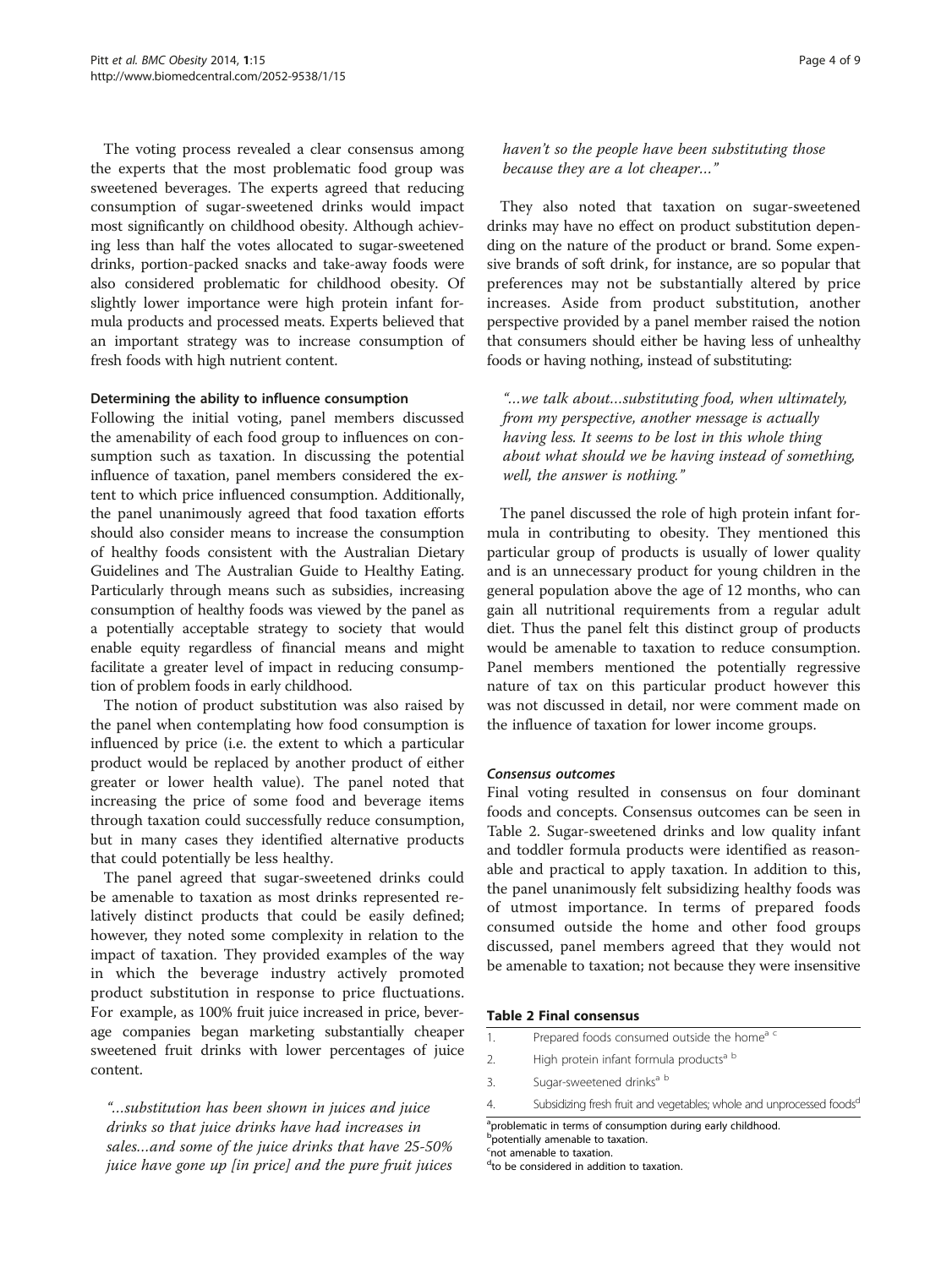The voting process revealed a clear consensus among the experts that the most problematic food group was sweetened beverages. The experts agreed that reducing consumption of sugar-sweetened drinks would impact most significantly on childhood obesity. Although achieving less than half the votes allocated to sugar-sweetened drinks, portion-packed snacks and take-away foods were also considered problematic for childhood obesity. Of slightly lower importance were high protein infant formula products and processed meats. Experts believed that an important strategy was to increase consumption of fresh foods with high nutrient content.

#### Determining the ability to influence consumption

Following the initial voting, panel members discussed the amenability of each food group to influences on consumption such as taxation. In discussing the potential influence of taxation, panel members considered the extent to which price influenced consumption. Additionally, the panel unanimously agreed that food taxation efforts should also consider means to increase the consumption of healthy foods consistent with the Australian Dietary Guidelines and The Australian Guide to Healthy Eating. Particularly through means such as subsidies, increasing consumption of healthy foods was viewed by the panel as a potentially acceptable strategy to society that would enable equity regardless of financial means and might facilitate a greater level of impact in reducing consumption of problem foods in early childhood.

The notion of product substitution was also raised by the panel when contemplating how food consumption is influenced by price (i.e. the extent to which a particular product would be replaced by another product of either greater or lower health value). The panel noted that increasing the price of some food and beverage items through taxation could successfully reduce consumption, but in many cases they identified alternative products that could potentially be less healthy.

The panel agreed that sugar-sweetened drinks could be amenable to taxation as most drinks represented relatively distinct products that could be easily defined; however, they noted some complexity in relation to the impact of taxation. They provided examples of the way in which the beverage industry actively promoted product substitution in response to price fluctuations. For example, as 100% fruit juice increased in price, beverage companies began marketing substantially cheaper sweetened fruit drinks with lower percentages of juice content.

> *"…substitution has been shown in juices and juice drinks so that juice drinks have had increases in sales…and some of the juice drinks that have 25-50% juice have gone up [in price] and the pure fruit juices haven't so the people have been substituting those because they are a lot cheaper…"*

They also noted that taxation on sugar-sweetened drinks may have no effect on product substitution depending on the nature of the product or brand. Some expensive brands of soft drink, for instance, are so popular that preferences may not be substantially altered by price increases. Aside from product substitution, another perspective provided by a panel member raised the notion that consumers should either be having less of unhealthy foods or having nothing, instead of substituting:

> *"…we talk about…substituting food, when ultimately, from my perspective, another message is actually having less. It seems to be lost in this whole thing about what should we be having instead of something, well, the answer is nothing."*

The panel discussed the role of high protein infant formula in contributing to obesity. They mentioned this particular group of products is usually of lower quality and is an unnecessary product for young children in the general population above the age of 12 months, who can gain all nutritional requirements from a regular adult diet. Thus the panel felt this distinct group of products would be amenable to taxation to reduce consumption. Panel members mentioned the potentially regressive nature of tax on this particular product however this was not discussed in detail, nor were comment made on the influence of taxation for lower income groups.

#### *Consensus outcomes*

Final voting resulted in consensus on four dominant foods and concepts. Consensus outcomes can be seen in Table 2. Sugar-sweetened drinks and low quality infant and toddler formula products were identified as reasonable and practical to apply taxation. In addition to this, the panel unanimously felt subsidizing healthy foods was of utmost importance. In terms of prepared foods consumed outside the home and other food groups discussed, panel members agreed that they would not be amenable to taxation; not because they were insensitive

**Table 2 Final consensus**

| | |
|---|---|
| 1. | Prepared foods consumed outside the home[a c] |
| 2. | High protein infant formula products[a b] |
| 3. | Sugar-sweetened drinks[a b] |
| 4. | Subsidizing fresh fruit and vegetables; whole and unprocessed foods[d] |

[a]problematic in terms of consumption during early childhood.
[b]potentially amenable to taxation.
[c]not amenable to taxation.
[d]to be considered in addition to taxation.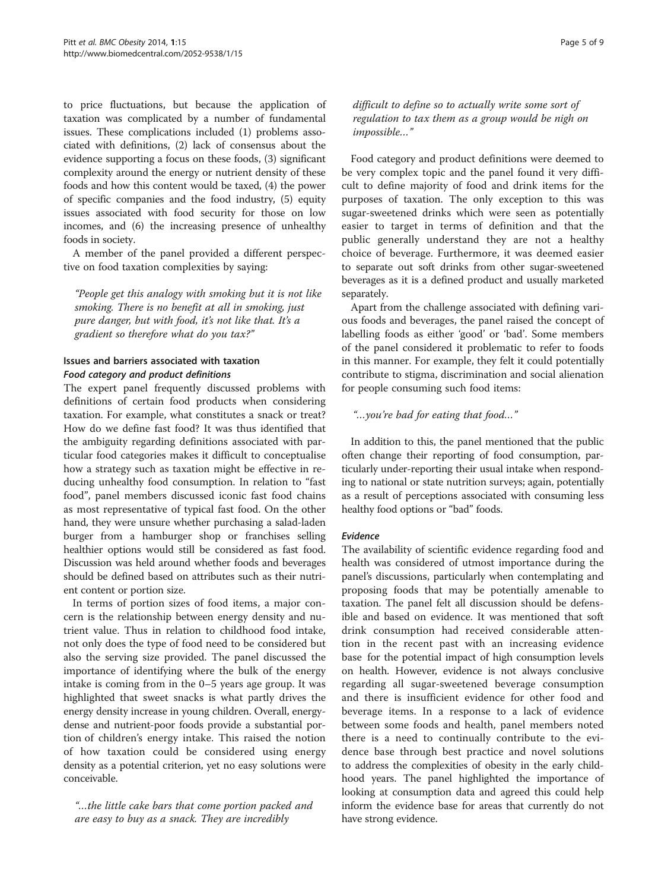to price fluctuations, but because the application of taxation was complicated by a number of fundamental issues. These complications included (1) problems associated with definitions, (2) lack of consensus about the evidence supporting a focus on these foods, (3) significant complexity around the energy or nutrient density of these foods and how this content would be taxed, (4) the power of specific companies and the food industry, (5) equity issues associated with food security for those on low incomes, and (6) the increasing presence of unhealthy foods in society.

A member of the panel provided a different perspective on food taxation complexities by saying:

> *"People get this analogy with smoking but it is not like smoking. There is no benefit at all in smoking, just pure danger, but with food, it's not like that. It's a gradient so therefore what do you tax?"*

## Issues and barriers associated with taxation

### *Food category and product definitions*

The expert panel frequently discussed problems with definitions of certain food products when considering taxation. For example, what constitutes a snack or treat? How do we define fast food? It was thus identified that the ambiguity regarding definitions associated with particular food categories makes it difficult to conceptualise how a strategy such as taxation might be effective in reducing unhealthy food consumption. In relation to "fast food", panel members discussed iconic fast food chains as most representative of typical fast food. On the other hand, they were unsure whether purchasing a salad-laden burger from a hamburger shop or franchises selling healthier options would still be considered as fast food. Discussion was held around whether foods and beverages should be defined based on attributes such as their nutrient content or portion size.

In terms of portion sizes of food items, a major concern is the relationship between energy density and nutrient value. Thus in relation to childhood food intake, not only does the type of food need to be considered but also the serving size provided. The panel discussed the importance of identifying where the bulk of the energy intake is coming from in the 0–5 years age group. It was highlighted that sweet snacks is what partly drives the energy density increase in young children. Overall, energy-dense and nutrient-poor foods provide a substantial portion of children's energy intake. This raised the notion of how taxation could be considered using energy density as a potential criterion, yet no easy solutions were conceivable.

> *"…the little cake bars that come portion packed and are easy to buy as a snack. They are incredibly difficult to define so to actually write some sort of regulation to tax them as a group would be nigh on impossible…"*

Food category and product definitions were deemed to be very complex topic and the panel found it very difficult to define majority of food and drink items for the purposes of taxation. The only exception to this was sugar-sweetened drinks which were seen as potentially easier to target in terms of definition and that the public generally understand they are not a healthy choice of beverage. Furthermore, it was deemed easier to separate out soft drinks from other sugar-sweetened beverages as it is a defined product and usually marketed separately.

Apart from the challenge associated with defining various foods and beverages, the panel raised the concept of labelling foods as either 'good' or 'bad'. Some members of the panel considered it problematic to refer to foods in this manner. For example, they felt it could potentially contribute to stigma, discrimination and social alienation for people consuming such food items:

> *"…you're bad for eating that food…"*

In addition to this, the panel mentioned that the public often change their reporting of food consumption, particularly under-reporting their usual intake when responding to national or state nutrition surveys; again, potentially as a result of perceptions associated with consuming less healthy food options or "bad" foods.

### *Evidence*

The availability of scientific evidence regarding food and health was considered of utmost importance during the panel's discussions, particularly when contemplating and proposing foods that may be potentially amenable to taxation. The panel felt all discussion should be defensible and based on evidence. It was mentioned that soft drink consumption had received considerable attention in the recent past with an increasing evidence base for the potential impact of high consumption levels on health. However, evidence is not always conclusive regarding all sugar-sweetened beverage consumption and there is insufficient evidence for other food and beverage items. In a response to a lack of evidence between some foods and health, panel members noted there is a need to continually contribute to the evidence base through best practice and novel solutions to address the complexities of obesity in the early childhood years. The panel highlighted the importance of looking at consumption data and agreed this could help inform the evidence base for areas that currently do not have strong evidence.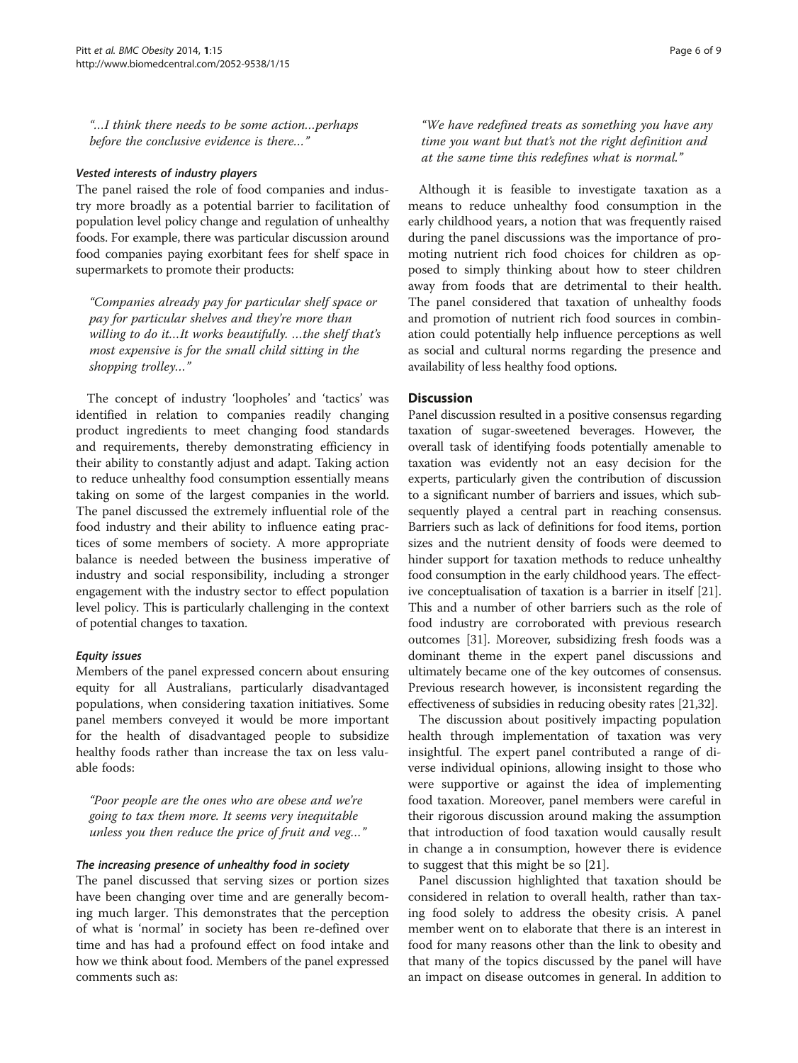"…I think there needs to be some action…perhaps before the conclusive evidence is there…"

#### *Vested interests of industry players*

The panel raised the role of food companies and industry more broadly as a potential barrier to facilitation of population level policy change and regulation of unhealthy foods. For example, there was particular discussion around food companies paying exorbitant fees for shelf space in supermarkets to promote their products:

"Companies already pay for particular shelf space or pay for particular shelves and they're more than willing to do it…It works beautifully. …the shelf that's most expensive is for the small child sitting in the shopping trolley…"

The concept of industry 'loopholes' and 'tactics' was identified in relation to companies readily changing product ingredients to meet changing food standards and requirements, thereby demonstrating efficiency in their ability to constantly adjust and adapt. Taking action to reduce unhealthy food consumption essentially means taking on some of the largest companies in the world. The panel discussed the extremely influential role of the food industry and their ability to influence eating practices of some members of society. A more appropriate balance is needed between the business imperative of industry and social responsibility, including a stronger engagement with the industry sector to effect population level policy. This is particularly challenging in the context of potential changes to taxation.

#### *Equity issues*

Members of the panel expressed concern about ensuring equity for all Australians, particularly disadvantaged populations, when considering taxation initiatives. Some panel members conveyed it would be more important for the health of disadvantaged people to subsidize healthy foods rather than increase the tax on less valuable foods:

"Poor people are the ones who are obese and we're going to tax them more. It seems very inequitable unless you then reduce the price of fruit and veg…"

#### *The increasing presence of unhealthy food in society*

The panel discussed that serving sizes or portion sizes have been changing over time and are generally becoming much larger. This demonstrates that the perception of what is 'normal' in society has been re-defined over time and has had a profound effect on food intake and how we think about food. Members of the panel expressed comments such as:

"We have redefined treats as something you have any time you want but that's not the right definition and at the same time this redefines what is normal."

Although it is feasible to investigate taxation as a means to reduce unhealthy food consumption in the early childhood years, a notion that was frequently raised during the panel discussions was the importance of promoting nutrient rich food choices for children as opposed to simply thinking about how to steer children away from foods that are detrimental to their health. The panel considered that taxation of unhealthy foods and promotion of nutrient rich food sources in combination could potentially help influence perceptions as well as social and cultural norms regarding the presence and availability of less healthy food options.

## Discussion

Panel discussion resulted in a positive consensus regarding taxation of sugar-sweetened beverages. However, the overall task of identifying foods potentially amenable to taxation was evidently not an easy decision for the experts, particularly given the contribution of discussion to a significant number of barriers and issues, which subsequently played a central part in reaching consensus. Barriers such as lack of definitions for food items, portion sizes and the nutrient density of foods were deemed to hinder support for taxation methods to reduce unhealthy food consumption in the early childhood years. The effective conceptualisation of taxation is a barrier in itself [21]. This and a number of other barriers such as the role of food industry are corroborated with previous research outcomes [31]. Moreover, subsidizing fresh foods was a dominant theme in the expert panel discussions and ultimately became one of the key outcomes of consensus. Previous research however, is inconsistent regarding the effectiveness of subsidies in reducing obesity rates [21,32].

The discussion about positively impacting population health through implementation of taxation was very insightful. The expert panel contributed a range of diverse individual opinions, allowing insight to those who were supportive or against the idea of implementing food taxation. Moreover, panel members were careful in their rigorous discussion around making the assumption that introduction of food taxation would causally result in change a in consumption, however there is evidence to suggest that this might be so [21].

Panel discussion highlighted that taxation should be considered in relation to overall health, rather than taxing food solely to address the obesity crisis. A panel member went on to elaborate that there is an interest in food for many reasons other than the link to obesity and that many of the topics discussed by the panel will have an impact on disease outcomes in general. In addition to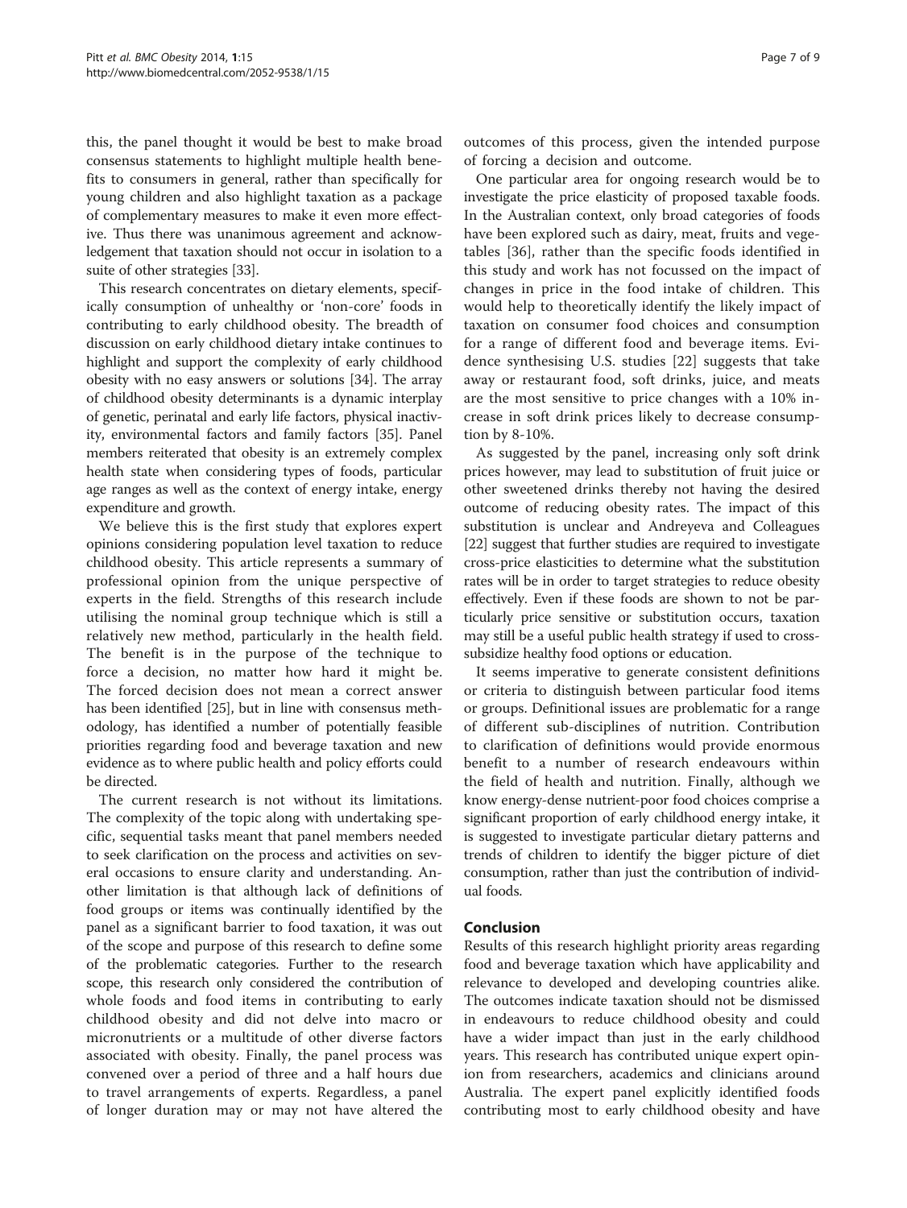this, the panel thought it would be best to make broad consensus statements to highlight multiple health benefits to consumers in general, rather than specifically for young children and also highlight taxation as a package of complementary measures to make it even more effective. Thus there was unanimous agreement and acknowledgement that taxation should not occur in isolation to a suite of other strategies [33].

This research concentrates on dietary elements, specifically consumption of unhealthy or 'non-core' foods in contributing to early childhood obesity. The breadth of discussion on early childhood dietary intake continues to highlight and support the complexity of early childhood obesity with no easy answers or solutions [34]. The array of childhood obesity determinants is a dynamic interplay of genetic, perinatal and early life factors, physical inactivity, environmental factors and family factors [35]. Panel members reiterated that obesity is an extremely complex health state when considering types of foods, particular age ranges as well as the context of energy intake, energy expenditure and growth.

We believe this is the first study that explores expert opinions considering population level taxation to reduce childhood obesity. This article represents a summary of professional opinion from the unique perspective of experts in the field. Strengths of this research include utilising the nominal group technique which is still a relatively new method, particularly in the health field. The benefit is in the purpose of the technique to force a decision, no matter how hard it might be. The forced decision does not mean a correct answer has been identified [25], but in line with consensus methodology, has identified a number of potentially feasible priorities regarding food and beverage taxation and new evidence as to where public health and policy efforts could be directed.

The current research is not without its limitations. The complexity of the topic along with undertaking specific, sequential tasks meant that panel members needed to seek clarification on the process and activities on several occasions to ensure clarity and understanding. Another limitation is that although lack of definitions of food groups or items was continually identified by the panel as a significant barrier to food taxation, it was out of the scope and purpose of this research to define some of the problematic categories. Further to the research scope, this research only considered the contribution of whole foods and food items in contributing to early childhood obesity and did not delve into macro or micronutrients or a multitude of other diverse factors associated with obesity. Finally, the panel process was convened over a period of three and a half hours due to travel arrangements of experts. Regardless, a panel of longer duration may or may not have altered the outcomes of this process, given the intended purpose of forcing a decision and outcome.

One particular area for ongoing research would be to investigate the price elasticity of proposed taxable foods. In the Australian context, only broad categories of foods have been explored such as dairy, meat, fruits and vegetables [36], rather than the specific foods identified in this study and work has not focussed on the impact of changes in price in the food intake of children. This would help to theoretically identify the likely impact of taxation on consumer food choices and consumption for a range of different food and beverage items. Evidence synthesising U.S. studies [22] suggests that take away or restaurant food, soft drinks, juice, and meats are the most sensitive to price changes with a 10% increase in soft drink prices likely to decrease consumption by 8-10%.

As suggested by the panel, increasing only soft drink prices however, may lead to substitution of fruit juice or other sweetened drinks thereby not having the desired outcome of reducing obesity rates. The impact of this substitution is unclear and Andreyeva and Colleagues [22] suggest that further studies are required to investigate cross-price elasticities to determine what the substitution rates will be in order to target strategies to reduce obesity effectively. Even if these foods are shown to not be particularly price sensitive or substitution occurs, taxation may still be a useful public health strategy if used to cross-subsidize healthy food options or education.

It seems imperative to generate consistent definitions or criteria to distinguish between particular food items or groups. Definitional issues are problematic for a range of different sub-disciplines of nutrition. Contribution to clarification of definitions would provide enormous benefit to a number of research endeavours within the field of health and nutrition. Finally, although we know energy-dense nutrient-poor food choices comprise a significant proportion of early childhood energy intake, it is suggested to investigate particular dietary patterns and trends of children to identify the bigger picture of diet consumption, rather than just the contribution of individual foods.

## Conclusion

Results of this research highlight priority areas regarding food and beverage taxation which have applicability and relevance to developed and developing countries alike. The outcomes indicate taxation should not be dismissed in endeavours to reduce childhood obesity and could have a wider impact than just in the early childhood years. This research has contributed unique expert opinion from researchers, academics and clinicians around Australia. The expert panel explicitly identified foods contributing most to early childhood obesity and have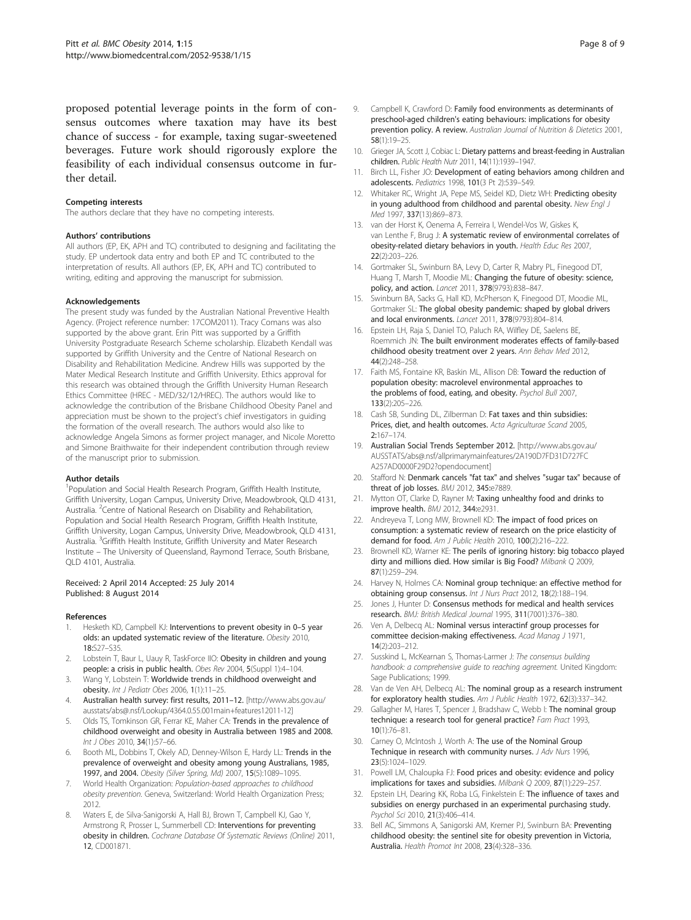proposed potential leverage points in the form of consensus outcomes where taxation may have its best chance of success - for example, taxing sugar-sweetened beverages. Future work should rigorously explore the feasibility of each individual consensus outcome in further detail.

#### Competing interests

The authors declare that they have no competing interests.

#### Authors' contributions

All authors (EP, EK, APH and TC) contributed to designing and facilitating the study. EP undertook data entry and both EP and TC contributed to the interpretation of results. All authors (EP, EK, APH and TC) contributed to writing, editing and approving the manuscript for submission.

#### Acknowledgements

The present study was funded by the Australian National Preventive Health Agency. (Project reference number: 17COM2011). Tracy Comans was also supported by the above grant. Erin Pitt was supported by a Griffith University Postgraduate Research Scheme scholarship. Elizabeth Kendall was supported by Griffith University and the Centre of National Research on Disability and Rehabilitation Medicine. Andrew Hills was supported by the Mater Medical Research Institute and Griffith University. Ethics approval for this research was obtained through the Griffith University Human Research Ethics Committee (HREC - MED/32/12/HREC). The authors would like to acknowledge the contribution of the Brisbane Childhood Obesity Panel and appreciation must be shown to the project's chief investigators in guiding the formation of the overall research. The authors would also like to acknowledge Angela Simons as former project manager, and Nicole Moretto and Simone Braithwaite for their independent contribution through review of the manuscript prior to submission.

#### Author details

[1]Population and Social Health Research Program, Griffith Health Institute, Griffith University, Logan Campus, University Drive, Meadowbrook, QLD 4131, Australia. [2]Centre of National Research on Disability and Rehabilitation, Population and Social Health Research Program, Griffith Health Institute, Griffith University, Logan Campus, University Drive, Meadowbrook, QLD 4131, Australia. [3]Griffith Health Institute, Griffith University and Mater Research Institute – The University of Queensland, Raymond Terrace, South Brisbane, QLD 4101, Australia.

Received: 2 April 2014 Accepted: 25 July 2014
Published: 8 August 2014

#### References

1. Hesketh KD, Campbell KJ: **Interventions to prevent obesity in 0–5 year olds: an updated systematic review of the literature.** *Obesity* 2010, **18:**S27–S35.
2. Lobstein T, Baur L, Uauy R, TaskForce IIO: **Obesity in children and young people: a crisis in public health.** *Obes Rev* 2004, **5**(Suppl 1):4–104.
3. Wang Y, Lobstein T: **Worldwide trends in childhood overweight and obesity.** *Int J Pediatr Obes* 2006, **1**(1):11–25.
4. **Australian health survey: first results, 2011–12.** [http://www.abs.gov.au/ausstats/abs@.nsf/Lookup/4364.0.55.001main+features12011-12]
5. Olds TS, Tomkinson GR, Ferrar KE, Maher CA: **Trends in the prevalence of childhood overweight and obesity in Australia between 1985 and 2008.** *Int J Obes* 2010, **34**(1):57–66.
6. Booth ML, Dobbins T, Okely AD, Denney-Wilson E, Hardy LL: **Trends in the prevalence of overweight and obesity among young Australians, 1985, 1997, and 2004.** *Obesity (Silver Spring, Md)* 2007, **15**(5):1089–1095.
7. World Health Organization: *Population-based approaches to childhood obesity prevention.* Geneva, Switzerland: World Health Organization Press; 2012.
8. Waters E, de Silva-Sanigorski A, Hall BJ, Brown T, Campbell KJ, Gao Y, Armstrong R, Prosser L, Summerbell CD: **Interventions for preventing obesity in children.** *Cochrane Database Of Systematic Reviews (Online)* 2011, **12**, CD001871.
9. Campbell K, Crawford D: **Family food environments as determinants of preschool-aged children's eating behaviours: implications for obesity prevention policy. A review.** *Australian Journal of Nutrition & Dietetics* 2001, **58**(1):19–25.
10. Grieger JA, Scott J, Cobiac L: **Dietary patterns and breast-feeding in Australian children.** *Public Health Nutr* 2011, **14**(11):1939–1947.
11. Birch LL, Fisher JO: **Development of eating behaviors among children and adolescents.** *Pediatrics* 1998, **101**(3 Pt 2):539–549.
12. Whitaker RC, Wright JA, Pepe MS, Seidel KD, Dietz WH: **Predicting obesity in young adulthood from childhood and parental obesity.** *New Engl J Med* 1997, **337**(13):869–873.
13. van der Horst K, Oenema A, Ferreira I, Wendel-Vos W, Giskes K, van Lenthe F, Brug J: **A systematic review of environmental correlates of obesity-related dietary behaviors in youth.** *Health Educ Res* 2007, **22**(2):203–226.
14. Gortmaker SL, Swinburn BA, Levy D, Carter R, Mabry PL, Finegood DT, Huang T, Marsh T, Moodie ML: **Changing the future of obesity: science, policy, and action.** *Lancet* 2011, **378**(9793):838–847.
15. Swinburn BA, Sacks G, Hall KD, McPherson K, Finegood DT, Moodie ML, Gortmaker SL: **The global obesity pandemic: shaped by global drivers and local environments.** *Lancet* 2011, **378**(9793):804–814.
16. Epstein LH, Raja S, Daniel TO, Paluch RA, Wilfley DE, Saelens BE, Roemmich JN: **The built environment moderates effects of family-based childhood obesity treatment over 2 years.** *Ann Behav Med* 2012, **44**(2):248–258.
17. Faith MS, Fontaine KR, Baskin ML, Allison DB: **Toward the reduction of population obesity: macrolevel environmental approaches to the problems of food, eating, and obesity.** *Psychol Bull* 2007, **133**(2):205–226.
18. Cash SB, Sunding DL, Zilberman D: **Fat taxes and thin subsidies: Prices, diet, and health outcomes.** *Acta Agriculturae Scand* 2005, **2:**167–174.
19. **Australian Social Trends September 2012.** [http://www.abs.gov.au/AUSSTATS/abs@.nsf/allprimarymainfeatures/2A190D7FD31D727FCA257AD0000F29D2?opendocument]
20. Stafford N: **Denmark cancels "fat tax" and shelves "sugar tax" because of threat of job losses.** *BMJ* 2012, **345:**e7889.
21. Mytton OT, Clarke D, Rayner M: **Taxing unhealthy food and drinks to improve health.** *BMJ* 2012, **344:**e2931.
22. Andreyeva T, Long MW, Brownell KD: **The impact of food prices on consumption: a systematic review of research on the price elasticity of demand for food.** *Am J Public Health* 2010, **100**(2):216–222.
23. Brownell KD, Warner KE: **The perils of ignoring history: big tobacco played dirty and millions died. How similar is Big Food?** *Milbank Q* 2009, **87**(1):259–294.
24. Harvey N, Holmes CA: **Nominal group technique: an effective method for obtaining group consensus.** *Int J Nurs Pract* 2012, **18**(2):188–194.
25. Jones J, Hunter D: **Consensus methods for medical and health services research.** *BMJ: British Medical Journal* 1995, **311**(7001):376–380.
26. Ven A, Delbecq AL: **Nominal versus interactinf group processes for committee decision-making effectiveness.** *Acad Manag J* 1971, **14**(2):203–212.
27. Susskind L, McKearnan S, Thomas-Larmer J: *The consensus building handbook: a comprehensive guide to reaching agreement.* United Kingdom: Sage Publications; 1999.
28. Van de Ven AH, Delbecq AL: **The nominal group as a research instrument for exploratory health studies.** *Am J Public Health* 1972, **62**(3):337–342.
29. Gallagher M, Hares T, Spencer J, Bradshaw C, Webb I: **The nominal group technique: a research tool for general practice?** *Fam Pract* 1993, **10**(1):76–81.
30. Carney O, McIntosh J, Worth A: **The use of the Nominal Group Technique in research with community nurses.** *J Adv Nurs* 1996, **23**(5):1024–1029.
31. Powell LM, Chaloupka FJ: **Food prices and obesity: evidence and policy implications for taxes and subsidies.** *Milbank Q* 2009, **87**(1):229–257.
32. Epstein LH, Dearing KK, Roba LG, Finkelstein E: **The influence of taxes and subsidies on energy purchased in an experimental purchasing study.** *Psychol Sci* 2010, **21**(3):406–414.
33. Bell AC, Simmons A, Sanigorski AM, Kremer PJ, Swinburn BA: **Preventing childhood obesity: the sentinel site for obesity prevention in Victoria, Australia.** *Health Promot Int* 2008, **23**(4):328–336.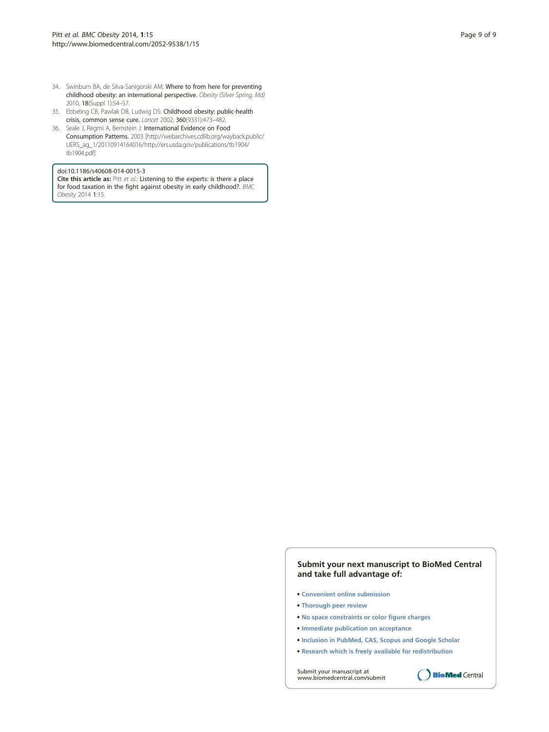34. Swinburn BA, de Silva-Sanigorski AM: **Where to from here for preventing childhood obesity: an international perspective.** *Obesity (Silver Spring, Md)* 2010, **18**(Suppl 1):S4–S7.
35. Ebbeling CB, Pawlak DB, Ludwig DS: **Childhood obesity: public-health crisis, common sense cure.** *Lancet* 2002, **360**(9331):473–482.
36. Seale J, Regmi A, Bernstein J: **International Evidence on Food Consumption Patterns.** 2003 [http://webarchives.cdlib.org/wayback.public/UERS_ag_1/20110914164016/http://ers.usda.gov/publications/tb1904/tb1904.pdf]

doi:10.1186/s40608-014-0015-3
**Cite this article as:** Pitt *et al.*: Listening to the experts: is there a place for food taxation in the fight against obesity in early childhood?. *BMC Obesity* 2014 **1**:15.

**Submit your next manuscript to BioMed Central and take full advantage of:**

- **Convenient online submission**
- **Thorough peer review**
- **No space constraints or color figure charges**
- **Immediate publication on acceptance**
- **Inclusion in PubMed, CAS, Scopus and Google Scholar**
- **Research which is freely available for redistribution**

Submit your manuscript at
www.biomedcentral.com/submit

BioMed Central